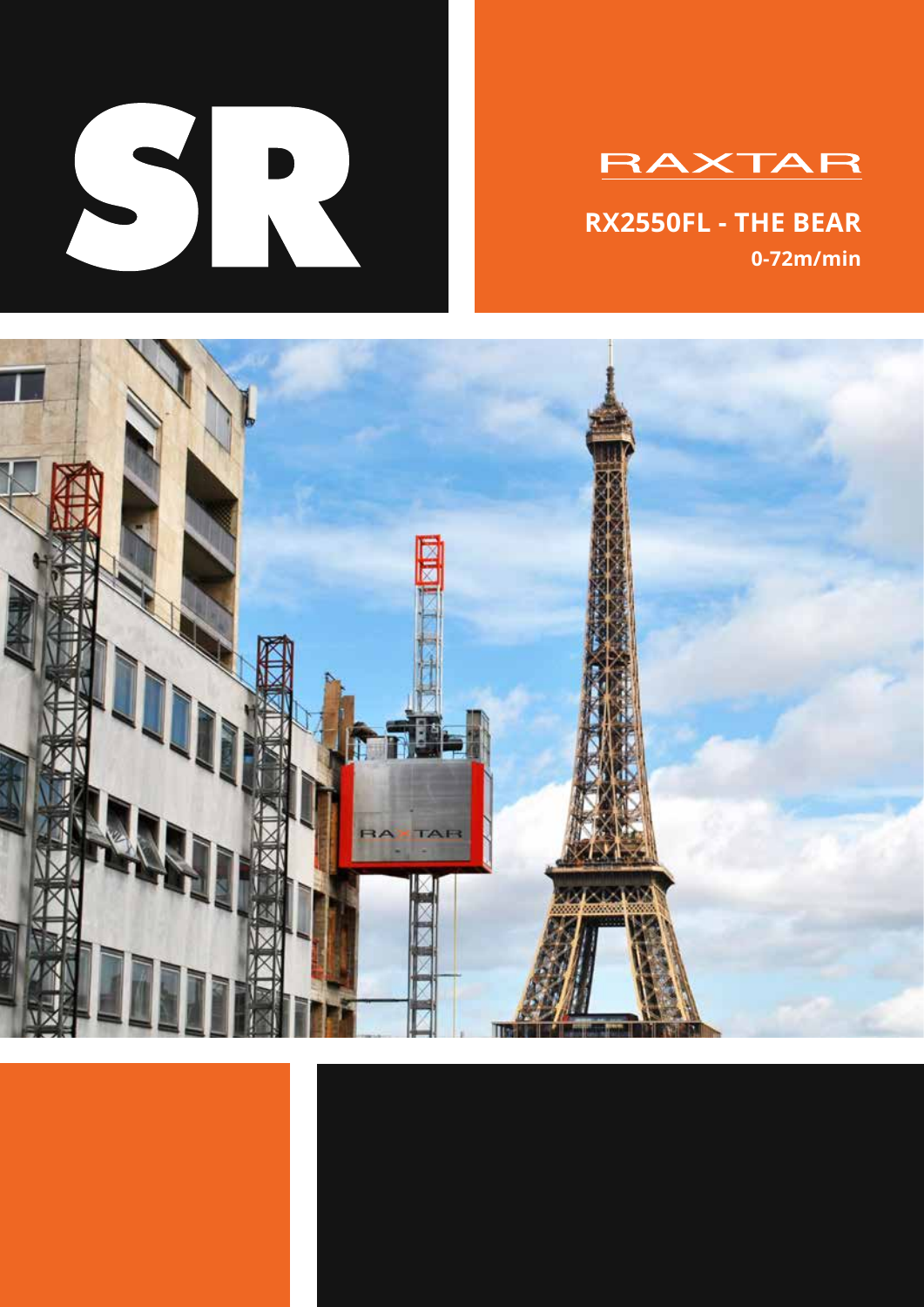# SR

RAXTAR

## RX2550FL - THE BEAR

**0-72m/min**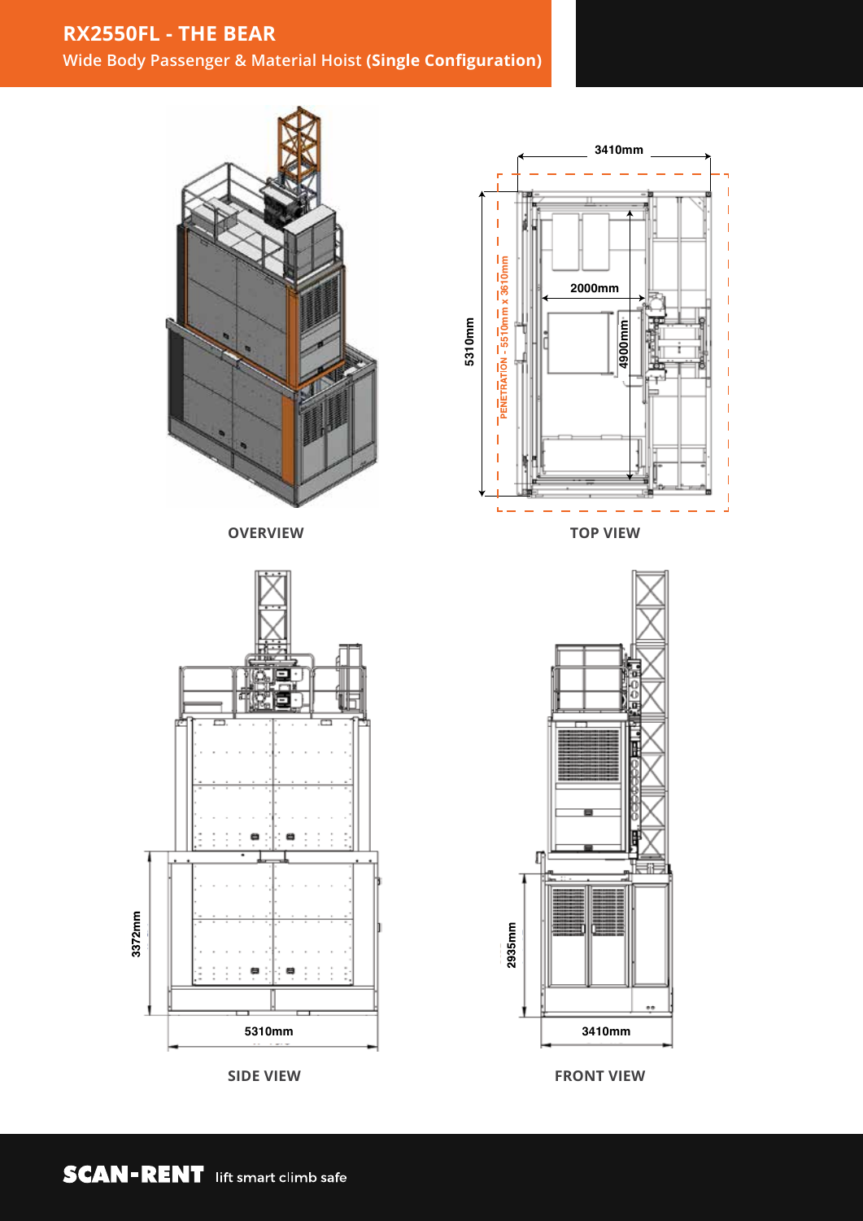# RX2550FL - THE BEAR

Wide Body Passenger & Material Hoist **(Single Configuration)**

OVERVIEW

3410mm

2000mm

4900mm

5310mm

PENETRATION - 5510mm x 3610mm

TOP VIEW

3372mm

5310mm

SIDE VIEW

2935mm

3410mm

FRONT VIEW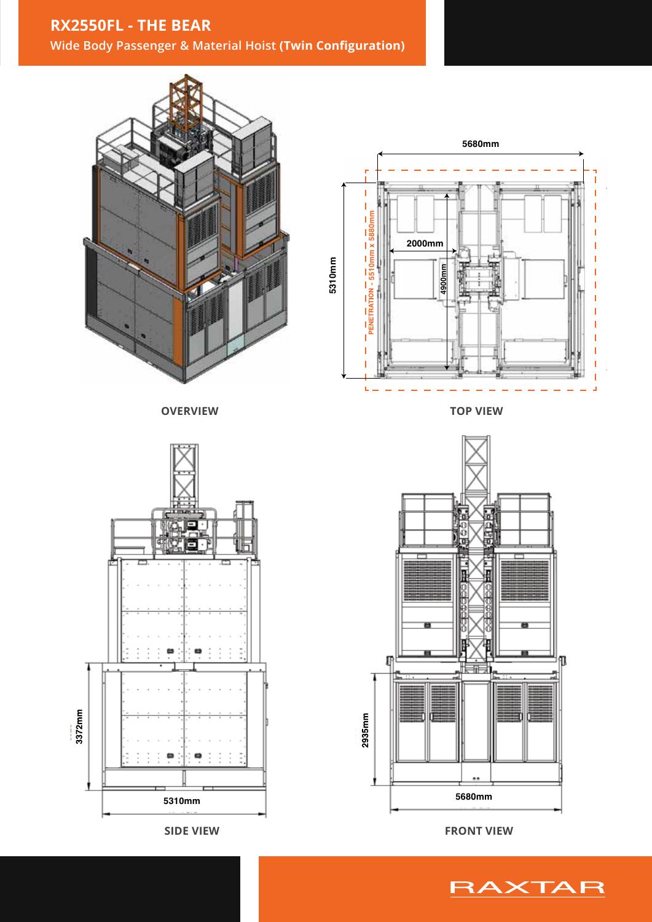# RX2550FL - THE BEAR

Wide Body Passenger & Material Hoist **(Twin Configuration)**

5680mm

5310mm

PENETRATION - 5510mm x 5880mm

2000mm

4900mm

OVERVIEW

TOP VIEW

3372mm

5310mm

2935mm

5680mm

SIDE VIEW

FRONT VIEW

RAXTAR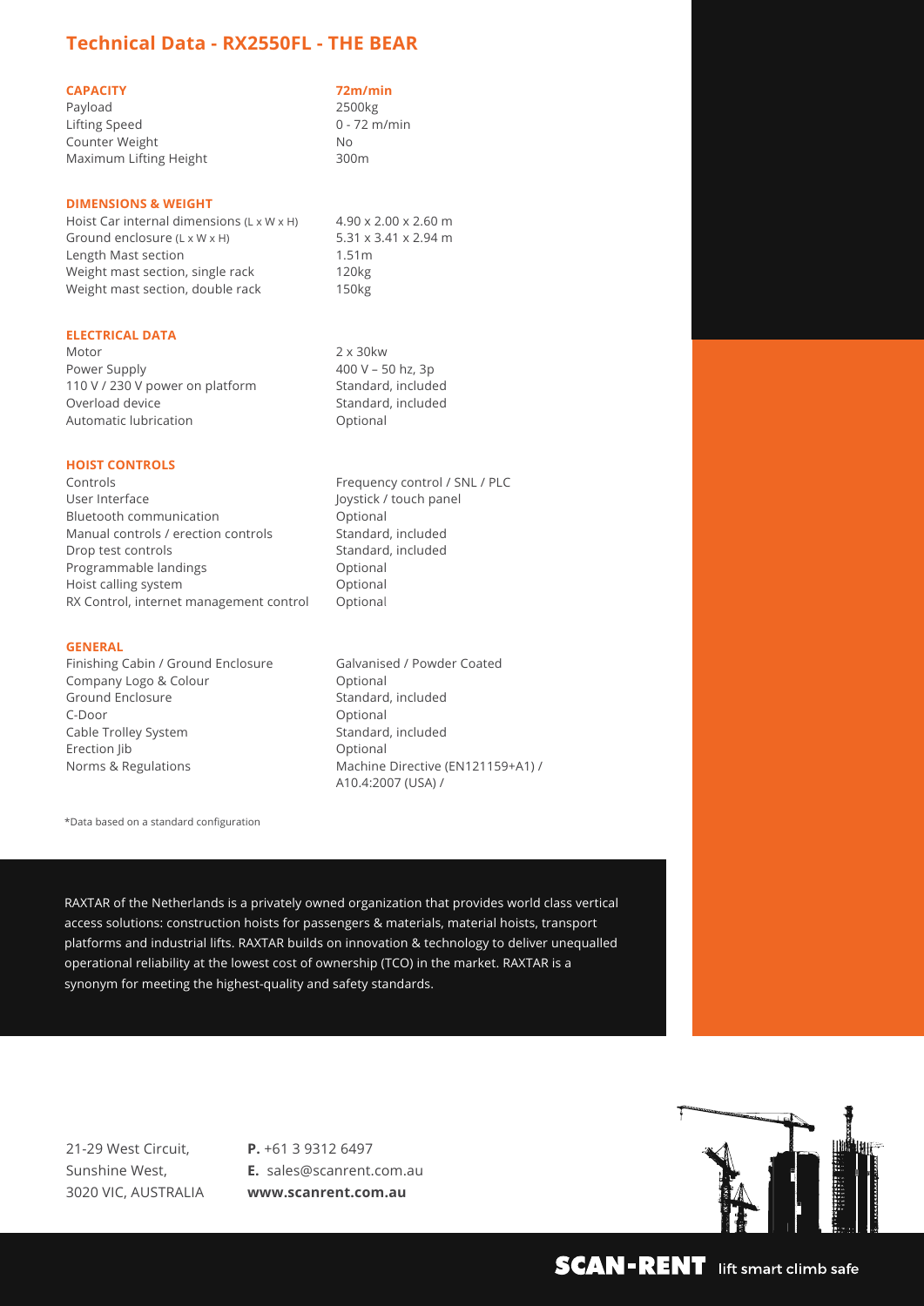# Technical Data - RX2550FL - THE BEAR

| **CAPACITY** | **72m/min** |
|---|---|
| Payload | 2500kg |
| Lifting Speed | 0 - 72 m/min |
| Counter Weight | No |
| Maximum Lifting Height | 300m |

| **DIMENSIONS & WEIGHT** | |
|---|---|
| Hoist Car internal dimensions (L x W x H) | 4.90 x 2.00 x 2.60 m |
| Ground enclosure (L x W x H) | 5.31 x 3.41 x 2.94 m |
| Length Mast section | 1.51m |
| Weight mast section, single rack | 120kg |
| Weight mast section, double rack | 150kg |

| **ELECTRICAL DATA** | |
|---|---|
| Motor | 2 x 30kw |
| Power Supply | 400 V – 50 hz, 3p |
| 110 V / 230 V power on platform | Standard, included |
| Overload device | Standard, included |
| Automatic lubrication | Optional |

| **HOIST CONTROLS** | |
|---|---|
| Controls | Frequency control / SNL / PLC |
| User Interface | Joystick / touch panel |
| Bluetooth communication | Optional |
| Manual controls / erection controls | Standard, included |
| Drop test controls | Standard, included |
| Programmable landings | Optional |
| Hoist calling system | Optional |
| RX Control, internet management control | Optional |

| **GENERAL** | |
|---|---|
| Finishing Cabin / Ground Enclosure | Galvanised / Powder Coated |
| Company Logo & Colour | Optional |
| Ground Enclosure | Standard, included |
| C-Door | Optional |
| Cable Trolley System | Standard, included |
| Erection Jib | Optional |
| Norms & Regulations | Machine Directive (EN121159+A1) / A10.4:2007 (USA) / |

*Data based on a standard configuration

RAXTAR of the Netherlands is a privately owned organization that provides world class vertical access solutions: construction hoists for passengers & materials, material hoists, transport platforms and industrial lifts. RAXTAR builds on innovation & technology to deliver unequalled operational reliability at the lowest cost of ownership (TCO) in the market. RAXTAR is a synonym for meeting the highest-quality and safety standards.

21-29 West Circuit,
Sunshine West,
3020 VIC, AUSTRALIA

**P.** +61 3 9312 6497
**E.** sales@scanrent.com.au
**www.scanrent.com.au**

**SCAN-RENT** lift smart climb safe